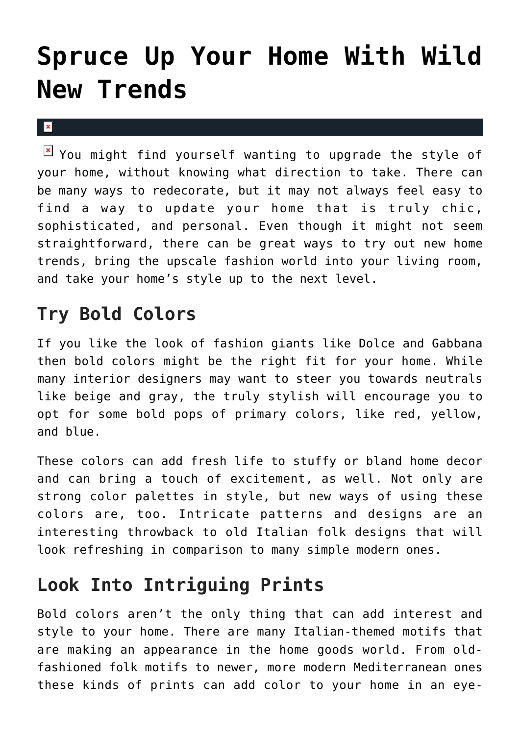# Spruce Up Your Home With Wild New Trends

You might find yourself wanting to upgrade the style of your home, without knowing what direction to take. There can be many ways to redecorate, but it may not always feel easy to find a way to update your home that is truly chic, sophisticated, and personal. Even though it might not seem straightforward, there can be great ways to try out new home trends, bring the upscale fashion world into your living room, and take your home's style up to the next level.

## Try Bold Colors

If you like the look of fashion giants like Dolce and Gabbana then bold colors might be the right fit for your home. While many interior designers may want to steer you towards neutrals like beige and gray, the truly stylish will encourage you to opt for some bold pops of primary colors, like red, yellow, and blue.

These colors can add fresh life to stuffy or bland home decor and can bring a touch of excitement, as well. Not only are strong color palettes in style, but new ways of using these colors are, too. Intricate patterns and designs are an interesting throwback to old Italian folk designs that will look refreshing in comparison to many simple modern ones.

## Look Into Intriguing Prints

Bold colors aren't the only thing that can add interest and style to your home. There are many Italian-themed motifs that are making an appearance in the home goods world. From old-fashioned folk motifs to newer, more modern Mediterranean ones these kinds of prints can add color to your home in an eye-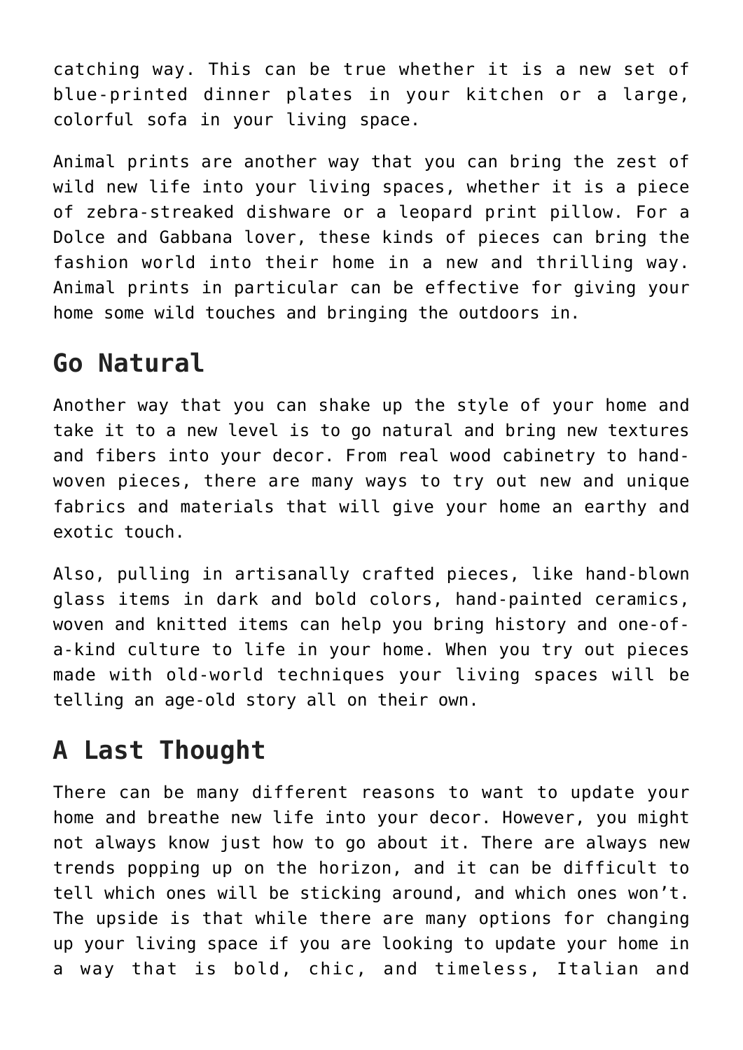catching way. This can be true whether it is a new set of blue-printed dinner plates in your kitchen or a large, colorful sofa in your living space.

Animal prints are another way that you can bring the zest of wild new life into your living spaces, whether it is a piece of zebra-streaked dishware or a leopard print pillow. For a Dolce and Gabbana lover, these kinds of pieces can bring the fashion world into their home in a new and thrilling way. Animal prints in particular can be effective for giving your home some wild touches and bringing the outdoors in.

## Go Natural

Another way that you can shake up the style of your home and take it to a new level is to go natural and bring new textures and fibers into your decor. From real wood cabinetry to hand-woven pieces, there are many ways to try out new and unique fabrics and materials that will give your home an earthy and exotic touch.

Also, pulling in artisanally crafted pieces, like hand-blown glass items in dark and bold colors, hand-painted ceramics, woven and knitted items can help you bring history and one-of-a-kind culture to life in your home. When you try out pieces made with old-world techniques your living spaces will be telling an age-old story all on their own.

## A Last Thought

There can be many different reasons to want to update your home and breathe new life into your decor. However, you might not always know just how to go about it. There are always new trends popping up on the horizon, and it can be difficult to tell which ones will be sticking around, and which ones won't. The upside is that while there are many options for changing up your living space if you are looking to update your home in a way that is bold, chic, and timeless, Italian and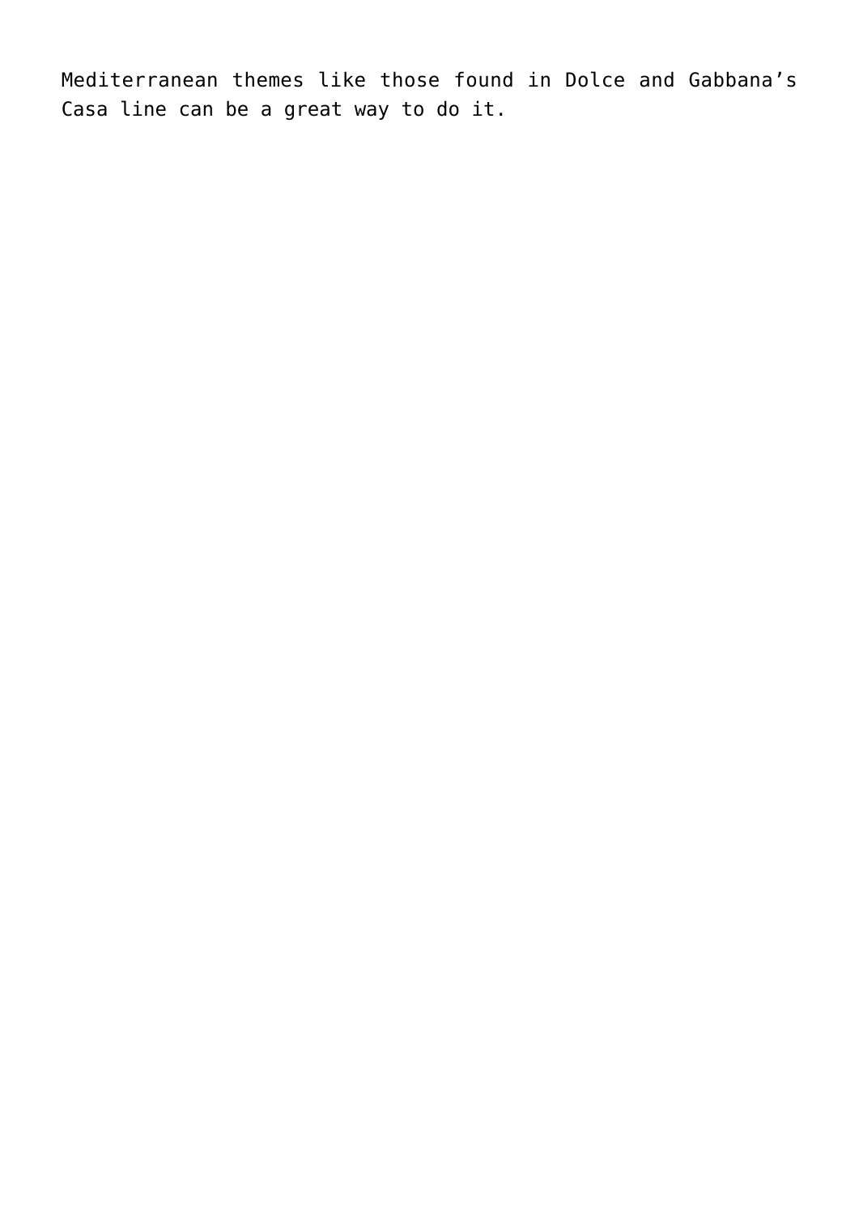Mediterranean themes like those found in Dolce and Gabbana’s Casa line can be a great way to do it.